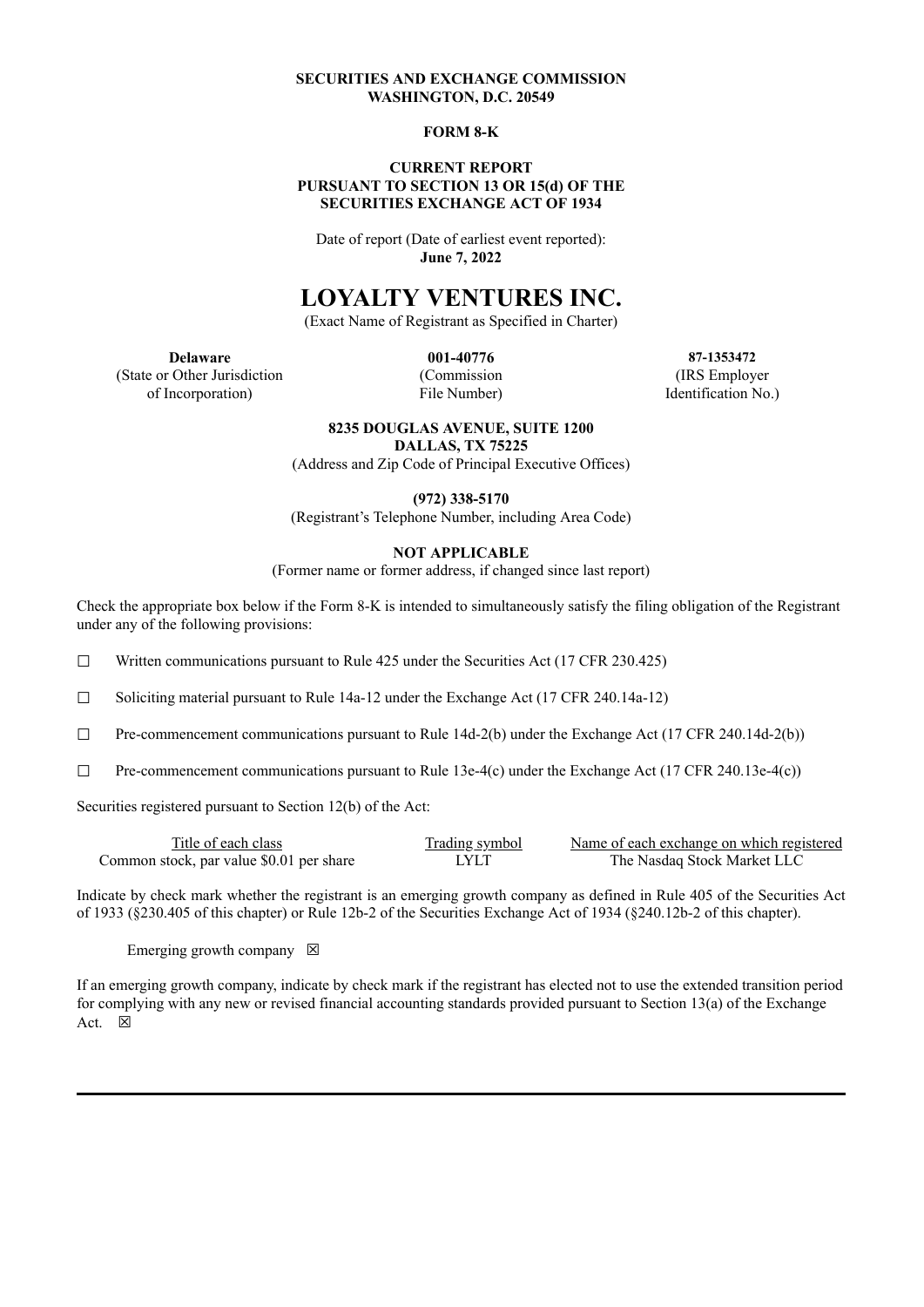**SECURITIES AND EXCHANGE COMMISSION**
**WASHINGTON, D.C. 20549**

**FORM 8-K**

**CURRENT REPORT**
**PURSUANT TO SECTION 13 OR 15(d) OF THE**
**SECURITIES EXCHANGE ACT OF 1934**

Date of report (Date of earliest event reported):
**June 7, 2022**

# LOYALTY VENTURES INC.

(Exact Name of Registrant as Specified in Charter)

| **Delaware** | **001-40776** | **87-1353472** |
|---|---|---|
| (State or Other Jurisdiction of Incorporation) | (Commission File Number) | (IRS Employer Identification No.) |

**8235 DOUGLAS AVENUE, SUITE 1200**
**DALLAS, TX 75225**
(Address and Zip Code of Principal Executive Offices)

**(972) 338-5170**
(Registrant's Telephone Number, including Area Code)

**NOT APPLICABLE**
(Former name or former address, if changed since last report)

Check the appropriate box below if the Form 8-K is intended to simultaneously satisfy the filing obligation of the Registrant under any of the following provisions:

☐ Written communications pursuant to Rule 425 under the Securities Act (17 CFR 230.425)

☐ Soliciting material pursuant to Rule 14a-12 under the Exchange Act (17 CFR 240.14a-12)

☐ Pre-commencement communications pursuant to Rule 14d-2(b) under the Exchange Act (17 CFR 240.14d-2(b))

☐ Pre-commencement communications pursuant to Rule 13e-4(c) under the Exchange Act (17 CFR 240.13e-4(c))

Securities registered pursuant to Section 12(b) of the Act:

| Title of each class | Trading symbol | Name of each exchange on which registered |
|---|---|---|
| Common stock, par value $0.01 per share | LYLT | The Nasdaq Stock Market LLC |

Indicate by check mark whether the registrant is an emerging growth company as defined in Rule 405 of the Securities Act of 1933 (§230.405 of this chapter) or Rule 12b-2 of the Securities Exchange Act of 1934 (§240.12b-2 of this chapter).

Emerging growth company ☒

If an emerging growth company, indicate by check mark if the registrant has elected not to use the extended transition period for complying with any new or revised financial accounting standards provided pursuant to Section 13(a) of the Exchange Act. ☒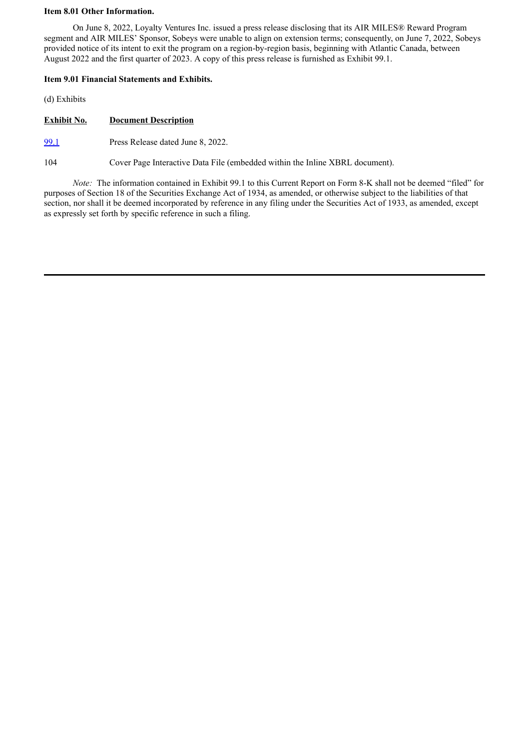**Item 8.01 Other Information.**

On June 8, 2022, Loyalty Ventures Inc. issued a press release disclosing that its AIR MILES® Reward Program segment and AIR MILES' Sponsor, Sobeys were unable to align on extension terms; consequently, on June 7, 2022, Sobeys provided notice of its intent to exit the program on a region-by-region basis, beginning with Atlantic Canada, between August 2022 and the first quarter of 2023. A copy of this press release is furnished as Exhibit 99.1.

**Item 9.01 Financial Statements and Exhibits.**

(d) Exhibits

| Exhibit No. | Document Description |
| --- | --- |
| 99.1 | Press Release dated June 8, 2022. |
| 104 | Cover Page Interactive Data File (embedded within the Inline XBRL document). |

*Note:* The information contained in Exhibit 99.1 to this Current Report on Form 8-K shall not be deemed "filed" for purposes of Section 18 of the Securities Exchange Act of 1934, as amended, or otherwise subject to the liabilities of that section, nor shall it be deemed incorporated by reference in any filing under the Securities Act of 1933, as amended, except as expressly set forth by specific reference in such a filing.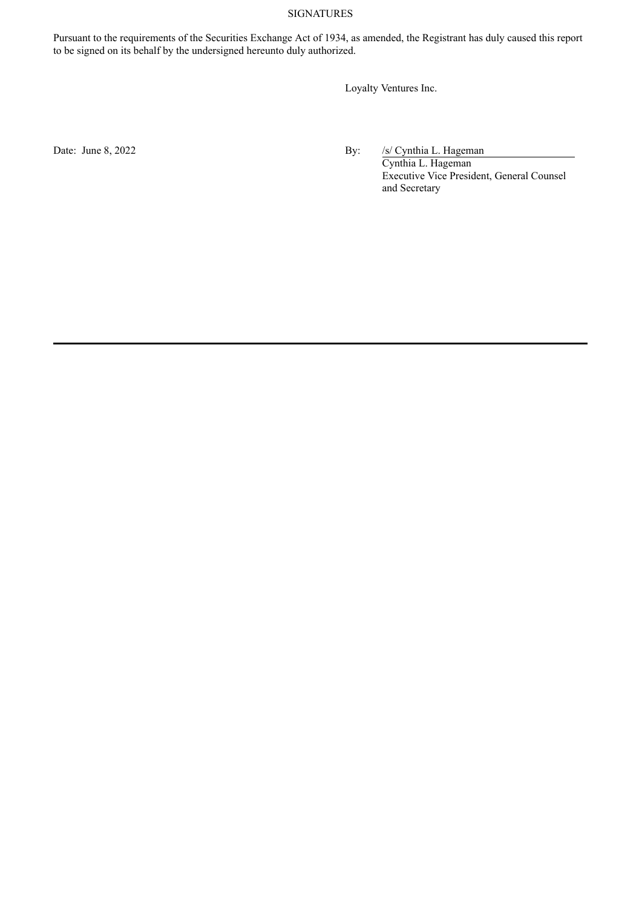SIGNATURES

Pursuant to the requirements of the Securities Exchange Act of 1934, as amended, the Registrant has duly caused this report to be signed on its behalf by the undersigned hereunto duly authorized.

Loyalty Ventures Inc.

Date: June 8, 2022

By: /s/ Cynthia L. Hageman
Cynthia L. Hageman
Executive Vice President, General Counsel and Secretary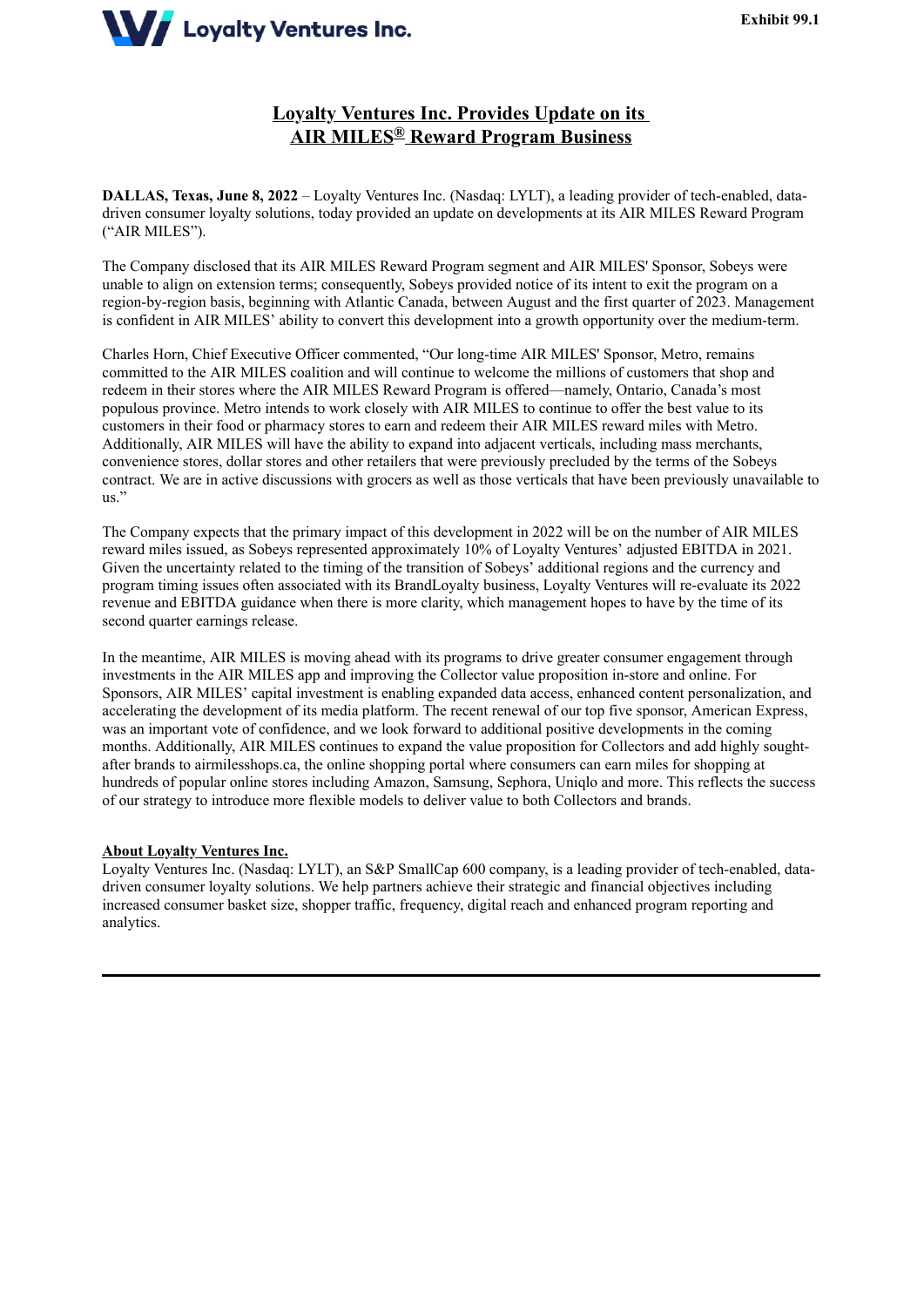Loyalty Ventures Inc.

Exhibit 99.1

# Loyalty Ventures Inc. Provides Update on its AIR MILES® Reward Program Business

**DALLAS, Texas, June 8, 2022** – Loyalty Ventures Inc. (Nasdaq: LYLT), a leading provider of tech-enabled, data-driven consumer loyalty solutions, today provided an update on developments at its AIR MILES Reward Program ("AIR MILES").

The Company disclosed that its AIR MILES Reward Program segment and AIR MILES' Sponsor, Sobeys were unable to align on extension terms; consequently, Sobeys provided notice of its intent to exit the program on a region-by-region basis, beginning with Atlantic Canada, between August and the first quarter of 2023. Management is confident in AIR MILES' ability to convert this development into a growth opportunity over the medium-term.

Charles Horn, Chief Executive Officer commented, "Our long-time AIR MILES' Sponsor, Metro, remains committed to the AIR MILES coalition and will continue to welcome the millions of customers that shop and redeem in their stores where the AIR MILES Reward Program is offered—namely, Ontario, Canada's most populous province. Metro intends to work closely with AIR MILES to continue to offer the best value to its customers in their food or pharmacy stores to earn and redeem their AIR MILES reward miles with Metro. Additionally, AIR MILES will have the ability to expand into adjacent verticals, including mass merchants, convenience stores, dollar stores and other retailers that were previously precluded by the terms of the Sobeys contract. We are in active discussions with grocers as well as those verticals that have been previously unavailable to us."

The Company expects that the primary impact of this development in 2022 will be on the number of AIR MILES reward miles issued, as Sobeys represented approximately 10% of Loyalty Ventures' adjusted EBITDA in 2021. Given the uncertainty related to the timing of the transition of Sobeys' additional regions and the currency and program timing issues often associated with its BrandLoyalty business, Loyalty Ventures will re-evaluate its 2022 revenue and EBITDA guidance when there is more clarity, which management hopes to have by the time of its second quarter earnings release.

In the meantime, AIR MILES is moving ahead with its programs to drive greater consumer engagement through investments in the AIR MILES app and improving the Collector value proposition in-store and online. For Sponsors, AIR MILES' capital investment is enabling expanded data access, enhanced content personalization, and accelerating the development of its media platform. The recent renewal of our top five sponsor, American Express, was an important vote of confidence, and we look forward to additional positive developments in the coming months. Additionally, AIR MILES continues to expand the value proposition for Collectors and add highly sought-after brands to airmilesshops.ca, the online shopping portal where consumers can earn miles for shopping at hundreds of popular online stores including Amazon, Samsung, Sephora, Uniqlo and more. This reflects the success of our strategy to introduce more flexible models to deliver value to both Collectors and brands.

## About Loyalty Ventures Inc.

Loyalty Ventures Inc. (Nasdaq: LYLT), an S&P SmallCap 600 company, is a leading provider of tech-enabled, data-driven consumer loyalty solutions. We help partners achieve their strategic and financial objectives including increased consumer basket size, shopper traffic, frequency, digital reach and enhanced program reporting and analytics.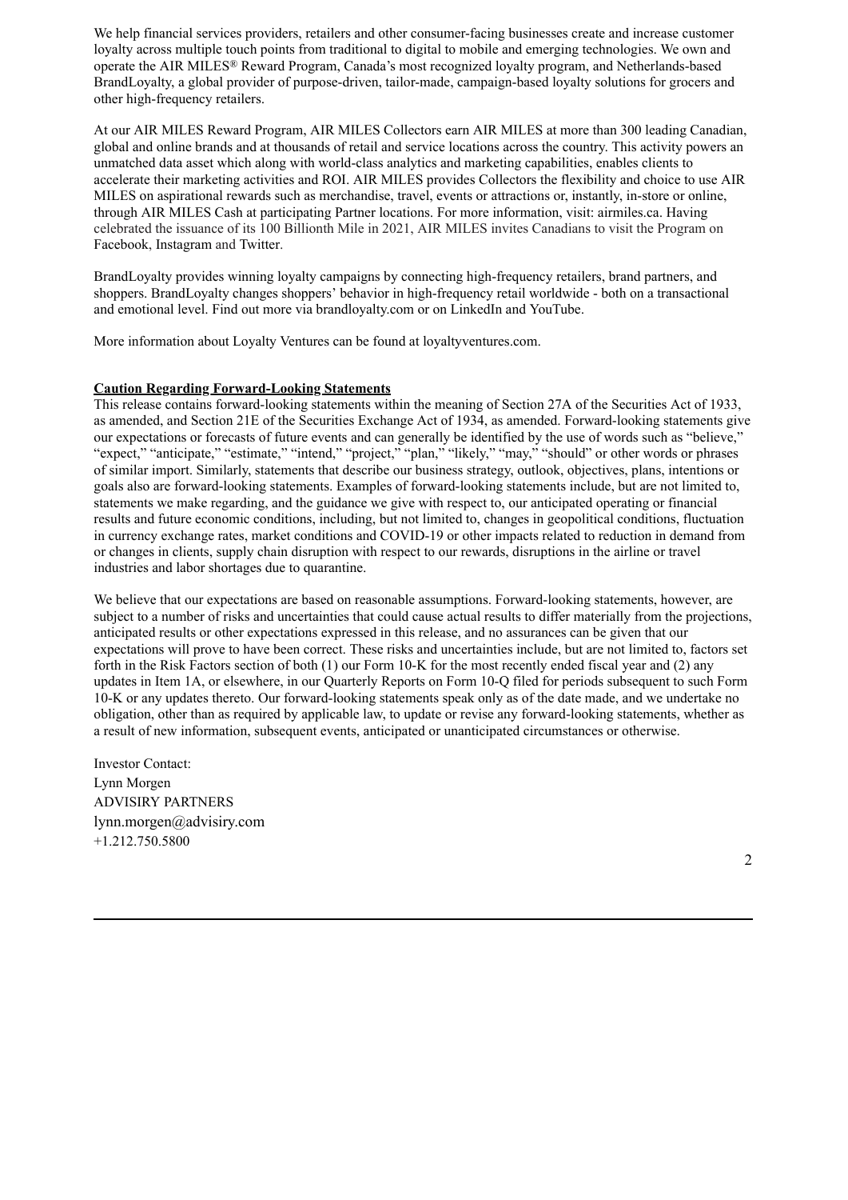We help financial services providers, retailers and other consumer-facing businesses create and increase customer loyalty across multiple touch points from traditional to digital to mobile and emerging technologies. We own and operate the AIR MILES® Reward Program, Canada's most recognized loyalty program, and Netherlands-based BrandLoyalty, a global provider of purpose-driven, tailor-made, campaign-based loyalty solutions for grocers and other high-frequency retailers.

At our AIR MILES Reward Program, AIR MILES Collectors earn AIR MILES at more than 300 leading Canadian, global and online brands and at thousands of retail and service locations across the country. This activity powers an unmatched data asset which along with world-class analytics and marketing capabilities, enables clients to accelerate their marketing activities and ROI. AIR MILES provides Collectors the flexibility and choice to use AIR MILES on aspirational rewards such as merchandise, travel, events or attractions or, instantly, in-store or online, through AIR MILES Cash at participating Partner locations. For more information, visit: airmiles.ca. Having celebrated the issuance of its 100 Billionth Mile in 2021, AIR MILES invites Canadians to visit the Program on Facebook, Instagram and Twitter.

BrandLoyalty provides winning loyalty campaigns by connecting high-frequency retailers, brand partners, and shoppers. BrandLoyalty changes shoppers' behavior in high-frequency retail worldwide - both on a transactional and emotional level. Find out more via brandloyalty.com or on LinkedIn and YouTube.

More information about Loyalty Ventures can be found at loyaltyventures.com.

**Caution Regarding Forward-Looking Statements**

This release contains forward-looking statements within the meaning of Section 27A of the Securities Act of 1933, as amended, and Section 21E of the Securities Exchange Act of 1934, as amended. Forward-looking statements give our expectations or forecasts of future events and can generally be identified by the use of words such as "believe," "expect," "anticipate," "estimate," "intend," "project," "plan," "likely," "may," "should" or other words or phrases of similar import. Similarly, statements that describe our business strategy, outlook, objectives, plans, intentions or goals also are forward-looking statements. Examples of forward-looking statements include, but are not limited to, statements we make regarding, and the guidance we give with respect to, our anticipated operating or financial results and future economic conditions, including, but not limited to, changes in geopolitical conditions, fluctuation in currency exchange rates, market conditions and COVID-19 or other impacts related to reduction in demand from or changes in clients, supply chain disruption with respect to our rewards, disruptions in the airline or travel industries and labor shortages due to quarantine.

We believe that our expectations are based on reasonable assumptions. Forward-looking statements, however, are subject to a number of risks and uncertainties that could cause actual results to differ materially from the projections, anticipated results or other expectations expressed in this release, and no assurances can be given that our expectations will prove to have been correct. These risks and uncertainties include, but are not limited to, factors set forth in the Risk Factors section of both (1) our Form 10-K for the most recently ended fiscal year and (2) any updates in Item 1A, or elsewhere, in our Quarterly Reports on Form 10-Q filed for periods subsequent to such Form 10-K or any updates thereto. Our forward-looking statements speak only as of the date made, and we undertake no obligation, other than as required by applicable law, to update or revise any forward-looking statements, whether as a result of new information, subsequent events, anticipated or unanticipated circumstances or otherwise.

Investor Contact:
Lynn Morgen
ADVISIRY PARTNERS
lynn.morgen@advisiry.com
+1.212.750.5800